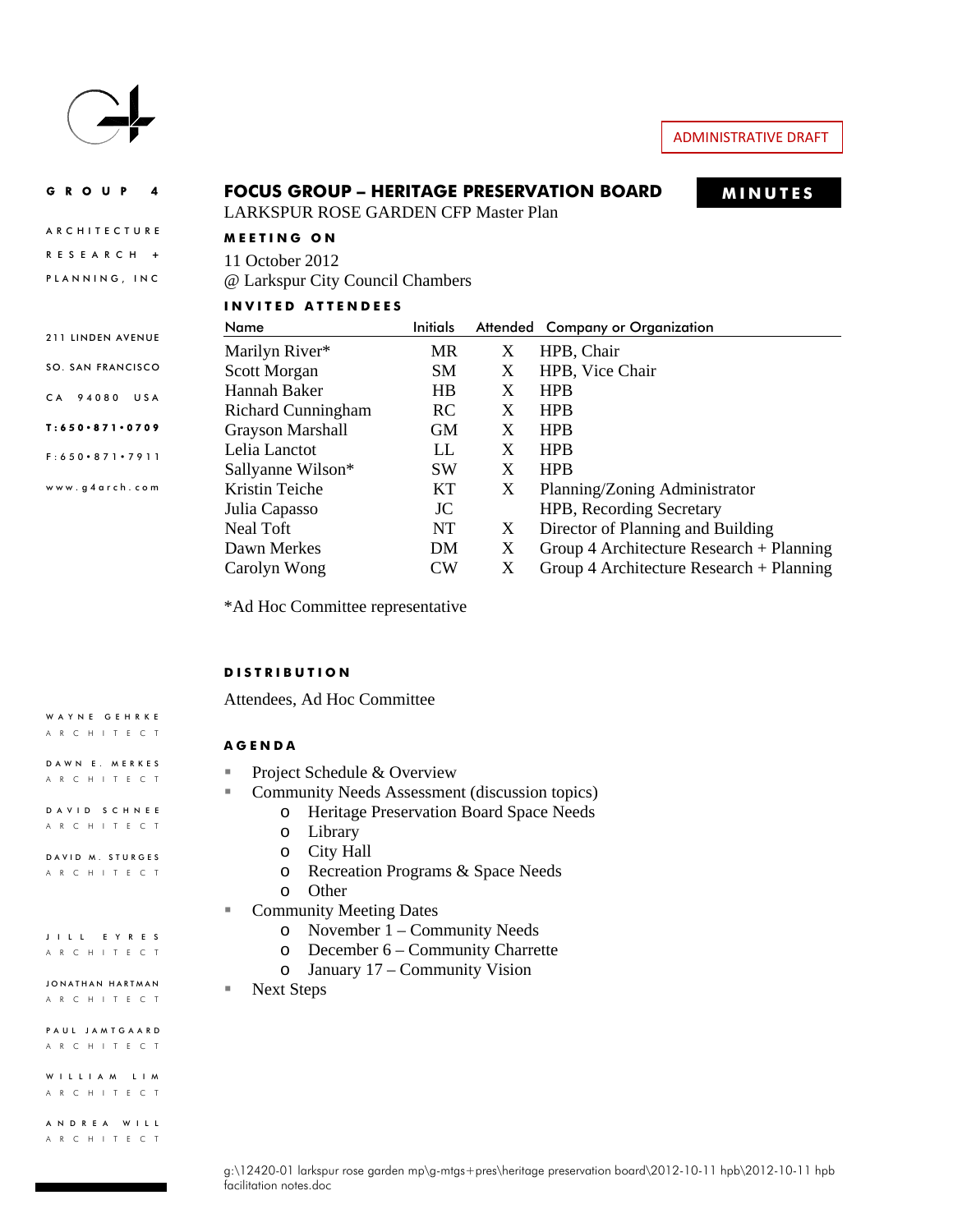ADMINISTRATIVE DRAFT

GROUP 4

ARCHITECTURE

RESEARCH +

PLANNING, INC

211 LINDEN AVENUE

SO. SAN FRANCISCO

CA 94080 USA

T:650•871•0709

F:650•871•7911

www.g4arch.com

# FOCUS GROUP – HERITAGE PRESERVATION BOARD

**MINUTES**

LARKSPUR ROSE GARDEN CFP Master Plan

### MEETING ON

11 October 2012

@ Larkspur City Council Chambers

### INVITED ATTENDEES

| Name | Initials | Attended | Company or Organization |
|---|---|---|---|
| Marilyn River* | MR | X | HPB, Chair |
| Scott Morgan | SM | X | HPB, Vice Chair |
| Hannah Baker | HB | X | HPB |
| Richard Cunningham | RC | X | HPB |
| Grayson Marshall | GM | X | HPB |
| Lelia Lanctot | LL | X | HPB |
| Sallyanne Wilson* | SW | X | HPB |
| Kristin Teiche | KT | X | Planning/Zoning Administrator |
| Julia Capasso | JC | | HPB, Recording Secretary |
| Neal Toft | NT | X | Director of Planning and Building |
| Dawn Merkes | DM | X | Group 4 Architecture Research + Planning |
| Carolyn Wong | CW | X | Group 4 Architecture Research + Planning |

*Ad Hoc Committee representative

### DISTRIBUTION

Attendees, Ad Hoc Committee

### AGENDA

- Project Schedule & Overview
- Community Needs Assessment (discussion topics)
  - Heritage Preservation Board Space Needs
  - Library
  - City Hall
  - Recreation Programs & Space Needs
  - Other
- Community Meeting Dates
  - November 1 – Community Needs
  - December 6 – Community Charrette
  - January 17 – Community Vision
- Next Steps

WAYNE GEHRKE ARCHITECT

DAWN E. MERKES ARCHITECT

DAVID SCHNEE ARCHITECT

DAVID M. STURGES ARCHITECT

JILL EYRES ARCHITECT

JONATHAN HARTMAN ARCHITECT

PAUL JAMTGAARD ARCHITECT

WILLIAM LIM ARCHITECT

ANDREA WILL ARCHITECT

g:\12420-01 larkspur rose garden mp\g-mtgs+pres\heritage preservation board\2012-10-11 hpb\2012-10-11 hpb facilitation notes.doc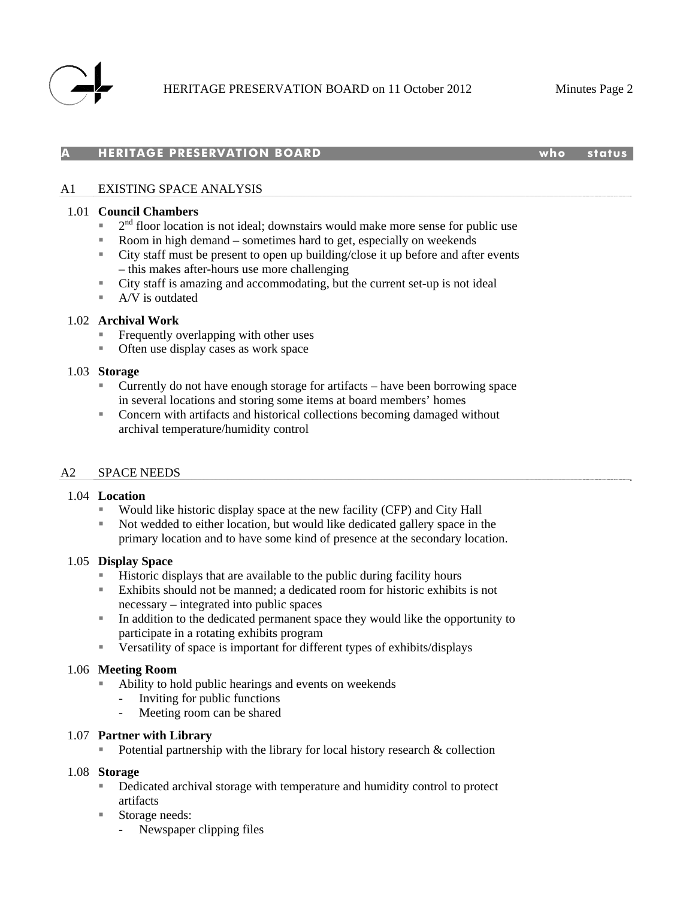## A HERITAGE PRESERVATION BOARD — who / status

### A1 EXISTING SPACE ANALYSIS

**1.01 Council Chambers**

- 2nd floor location is not ideal; downstairs would make more sense for public use
- Room in high demand – sometimes hard to get, especially on weekends
- City staff must be present to open up building/close it up before and after events – this makes after-hours use more challenging
- City staff is amazing and accommodating, but the current set-up is not ideal
- A/V is outdated

**1.02 Archival Work**

- Frequently overlapping with other uses
- Often use display cases as work space

**1.03 Storage**

- Currently do not have enough storage for artifacts – have been borrowing space in several locations and storing some items at board members' homes
- Concern with artifacts and historical collections becoming damaged without archival temperature/humidity control

### A2 SPACE NEEDS

**1.04 Location**

- Would like historic display space at the new facility (CFP) and City Hall
- Not wedded to either location, but would like dedicated gallery space in the primary location and to have some kind of presence at the secondary location.

**1.05 Display Space**

- Historic displays that are available to the public during facility hours
- Exhibits should not be manned; a dedicated room for historic exhibits is not necessary – integrated into public spaces
- In addition to the dedicated permanent space they would like the opportunity to participate in a rotating exhibits program
- Versatility of space is important for different types of exhibits/displays

**1.06 Meeting Room**

- Ability to hold public hearings and events on weekends
  - Inviting for public functions
  - Meeting room can be shared

**1.07 Partner with Library**

- Potential partnership with the library for local history research & collection

**1.08 Storage**

- Dedicated archival storage with temperature and humidity control to protect artifacts
- Storage needs:
  - Newspaper clipping files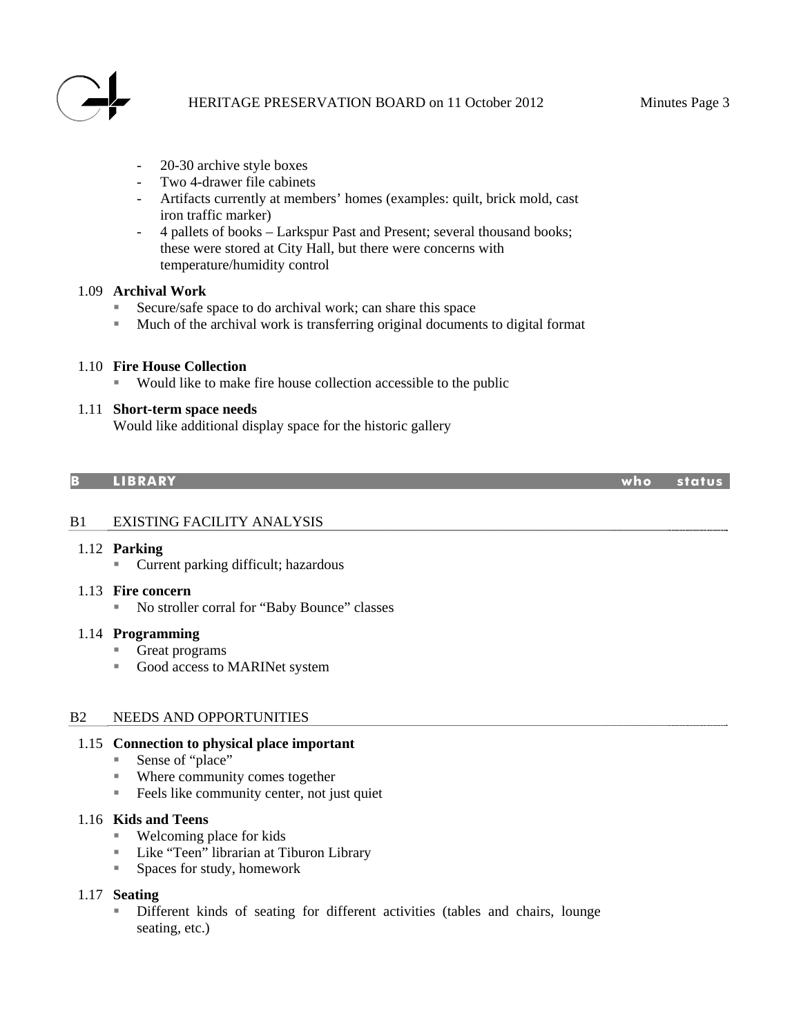- 20-30 archive style boxes
- Two 4-drawer file cabinets
- Artifacts currently at members' homes (examples: quilt, brick mold, cast iron traffic marker)
- 4 pallets of books – Larkspur Past and Present; several thousand books; these were stored at City Hall, but there were concerns with temperature/humidity control

1.09 **Archival Work**

- Secure/safe space to do archival work; can share this space
- Much of the archival work is transferring original documents to digital format

1.10 **Fire House Collection**

- Would like to make fire house collection accessible to the public

1.11 **Short-term space needs**

Would like additional display space for the historic gallery

| B | LIBRARY | who | status |
|---|---|---|---|

## B1 EXISTING FACILITY ANALYSIS

1.12 **Parking**

- Current parking difficult; hazardous

1.13 **Fire concern**

- No stroller corral for "Baby Bounce" classes

1.14 **Programming**

- Great programs
- Good access to MARINet system

## B2 NEEDS AND OPPORTUNITIES

1.15 **Connection to physical place important**

- Sense of "place"
- Where community comes together
- Feels like community center, not just quiet

1.16 **Kids and Teens**

- Welcoming place for kids
- Like "Teen" librarian at Tiburon Library
- Spaces for study, homework

1.17 **Seating**

- Different kinds of seating for different activities (tables and chairs, lounge seating, etc.)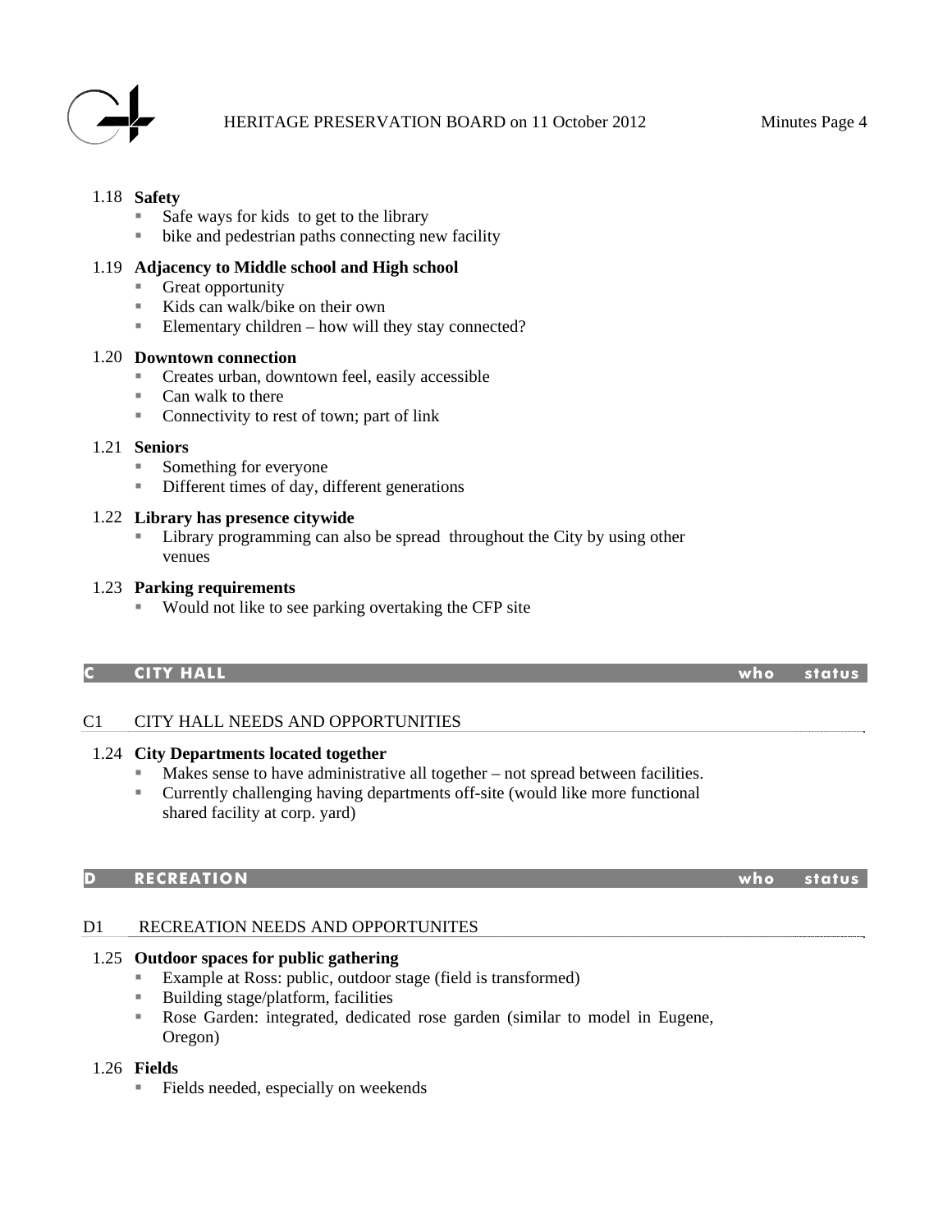### 1.18 Safety

- Safe ways for kids to get to the library
- bike and pedestrian paths connecting new facility

### 1.19 Adjacency to Middle school and High school

- Great opportunity
- Kids can walk/bike on their own
- Elementary children – how will they stay connected?

### 1.20 Downtown connection

- Creates urban, downtown feel, easily accessible
- Can walk to there
- Connectivity to rest of town; part of link

### 1.21 Seniors

- Something for everyone
- Different times of day, different generations

### 1.22 Library has presence citywide

- Library programming can also be spread throughout the City by using other venues

### 1.23 Parking requirements

- Would not like to see parking overtaking the CFP site

| C | CITY HALL | who | status |
|---|---|---|---|

## C1 CITY HALL NEEDS AND OPPORTUNITIES

### 1.24 City Departments located together

- Makes sense to have administrative all together – not spread between facilities.
- Currently challenging having departments off-site (would like more functional shared facility at corp. yard)

| D | RECREATION | who | status |
|---|---|---|---|

## D1 RECREATION NEEDS AND OPPORTUNITES

### 1.25 Outdoor spaces for public gathering

- Example at Ross: public, outdoor stage (field is transformed)
- Building stage/platform, facilities
- Rose Garden: integrated, dedicated rose garden (similar to model in Eugene, Oregon)

### 1.26 Fields

- Fields needed, especially on weekends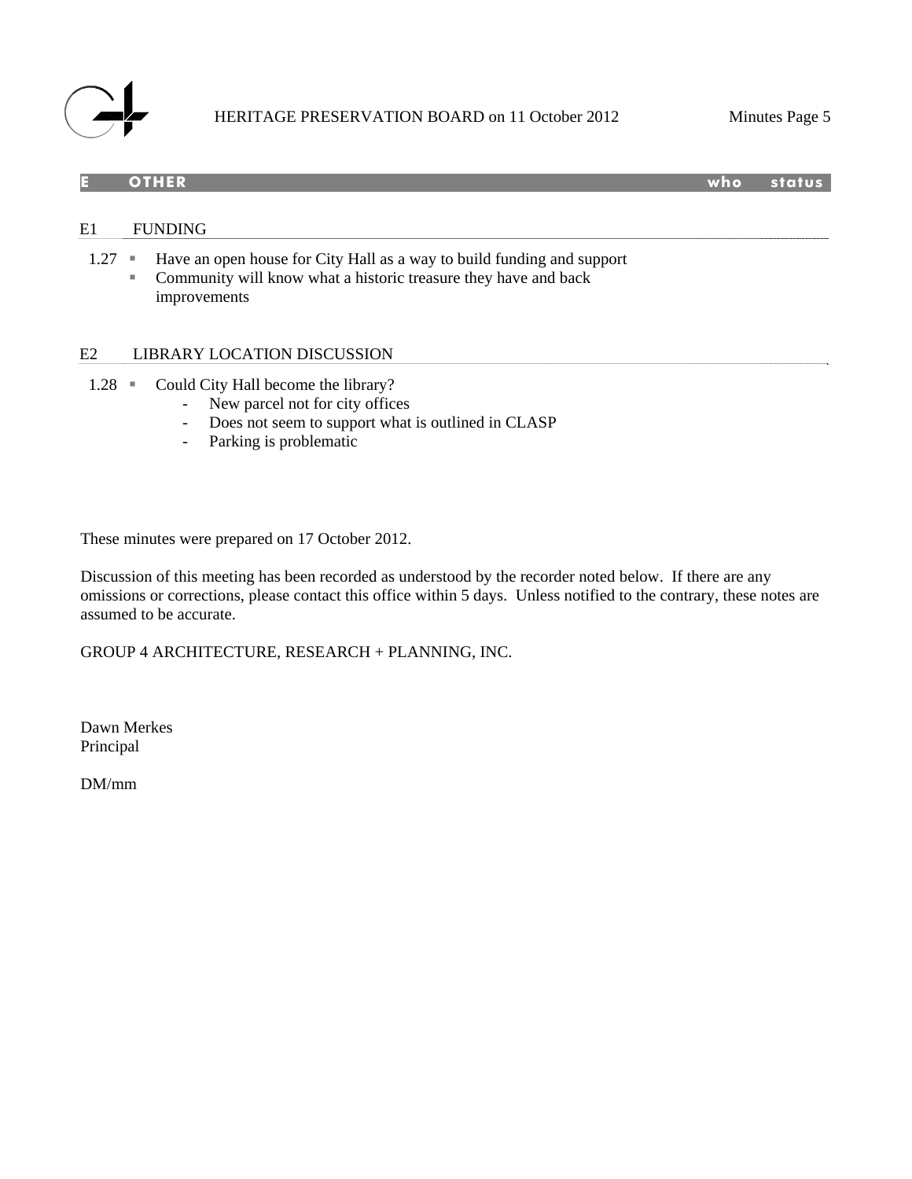## E OTHER — who — status

### E1 FUNDING

1.27
- Have an open house for City Hall as a way to build funding and support
- Community will know what a historic treasure they have and back improvements

### E2 LIBRARY LOCATION DISCUSSION

1.28
- Could City Hall become the library?
  - New parcel not for city offices
  - Does not seem to support what is outlined in CLASP
  - Parking is problematic

These minutes were prepared on 17 October 2012.

Discussion of this meeting has been recorded as understood by the recorder noted below. If there are any omissions or corrections, please contact this office within 5 days. Unless notified to the contrary, these notes are assumed to be accurate.

GROUP 4 ARCHITECTURE, RESEARCH + PLANNING, INC.

Dawn Merkes
Principal

DM/mm